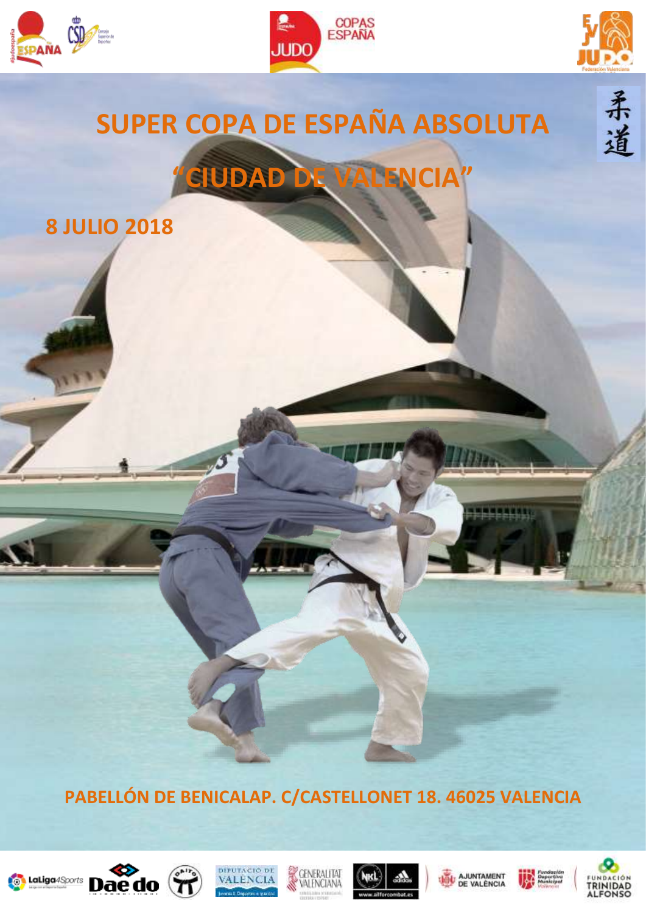# SUPER COPA DE ESPAÑA ABSOLUTA

## "CIUDAD DE VALENCIA"

**8 JULIO 2018**

**PABELLÓN DE BENICALAP. C/CASTELLONET 18. 46025 VALENCIA**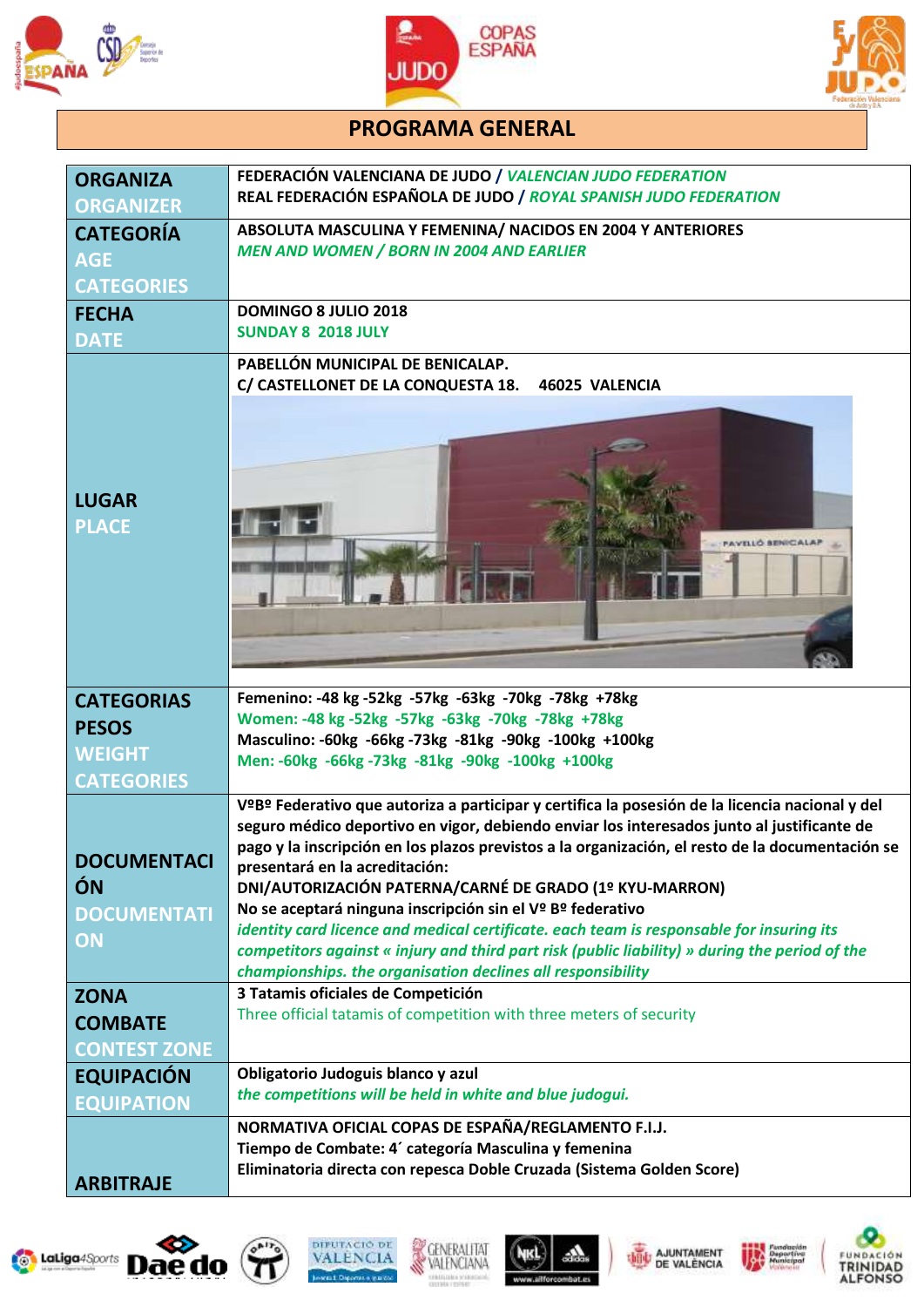# PROGRAMA GENERAL

| | |
|---|---|
| **ORGANIZA** *ORGANIZER* | FEDERACIÓN VALENCIANA DE JUDO / *VALENCIAN JUDO FEDERATION*<br>REAL FEDERACIÓN ESPAÑOLA DE JUDO / *ROYAL SPANISH JUDO FEDERATION* |
| **CATEGORÍA** *AGE CATEGORIES* | ABSOLUTA MASCULINA Y FEMENINA/ NACIDOS EN 2004 Y ANTERIORES<br>*MEN AND WOMEN / BORN IN 2004 AND EARLIER* |
| **FECHA** *DATE* | DOMINGO 8 JULIO 2018<br>SUNDAY 8 2018 JULY |
| **LUGAR** *PLACE* | PABELLÓN MUNICIPAL DE BENICALAP.<br>C/ CASTELLONET DE LA CONQUESTA 18. 46025 VALENCIA |
| **CATEGORIAS PESOS** *WEIGHT CATEGORIES* | Femenino: -48 kg -52kg -57kg -63kg -70kg -78kg +78kg<br>Women: -48 kg -52kg -57kg -63kg -70kg -78kg +78kg<br>Masculino: -60kg -66kg -73kg -81kg -90kg -100kg +100kg<br>Men: -60kg -66kg -73kg -81kg -90kg -100kg +100kg |
| **DOCUMENTACIÓN** *DOCUMENTATION* | VºBº Federativo que autoriza a participar y certifica la posesión de la licencia nacional y del seguro médico deportivo en vigor, debiendo enviar los interesados junto al justificante de pago y la inscripción en los plazos previstos a la organización, el resto de la documentación se presentará en la acreditación:<br>DNI/AUTORIZACIÓN PATERNA/CARNÉ DE GRADO (1º KYU-MARRON)<br>No se aceptará ninguna inscripción sin el Vº Bº federativo<br>*identity card licence and medical certificate. each team is responsable for insuring its competitors against « injury and third part risk (public liability) » during the period of the championships. the organisation declines all responsibility* |
| **ZONA COMBATE** *CONTEST ZONE* | 3 Tatamis oficiales de Competición<br>Three official tatamis of competition with three meters of security |
| **EQUIPACIÓN** *EQUIPATION* | Obligatorio Judoguis blanco y azul<br>*the competitions will be held in white and blue judogui.* |
| **ARBITRAJE** | NORMATIVA OFICIAL COPAS DE ESPAÑA/REGLAMENTO F.I.J.<br>Tiempo de Combate: 4´ categoría Masculina y femenina<br>Eliminatoria directa con repesca Doble Cruzada (Sistema Golden Score) |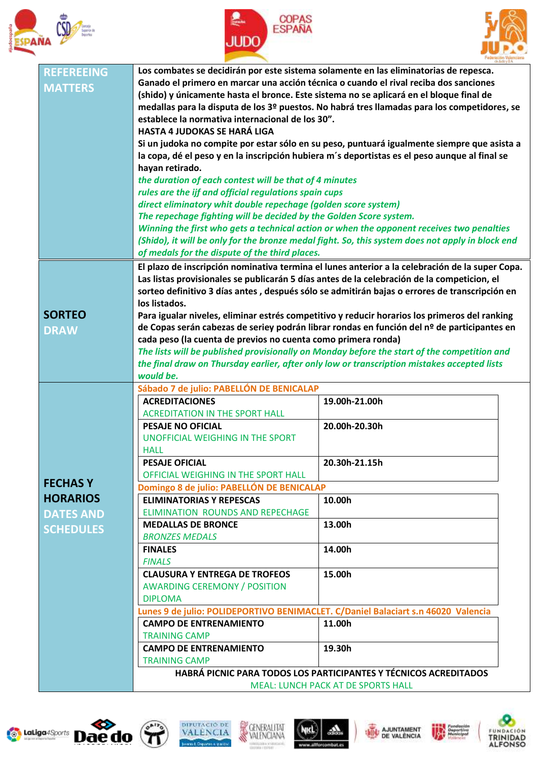| REFEREEING MATTERS | Los combates se decidirán por este sistema solamente en las eliminatorias de repesca. Ganado el primero en marcar una acción técnica o cuando el rival reciba dos sanciones (shido) y únicamente hasta el bronce. Este sistema no se aplicará en el bloque final de medallas para la disputa de los 3º puestos. No habrá tres llamadas para los competidores, se establece la normativa internacional de los 30". <br> **HASTA 4 JUDOKAS SE HARÁ LIGA** <br> Si un judoka no compite por estar sólo en su peso, puntuará igualmente siempre que asista a la copa, dé el peso y en la inscripción hubiera m´s deportistas es el peso aunque al final se hayan retirado. <br> *the duration of each contest will be that of 4 minutes* <br> *rules are the ijf and official regulations spain cups* <br> *direct eliminatory whit double repechage (golden score system)* <br> *The repechage fighting will be decided by the Golden Score system.* <br> *Winning the first who gets a technical action or when the opponent receives two penalties (Shido), it will be only for the bronze medal fight. So, this system does not apply in block end of medals for the dispute of the third places.* |
|---|---|
| **SORTEO** <br> DRAW | El plazo de inscripción nominativa termina el lunes anterior a la celebración de la super Copa. Las listas provisionales se publicarán 5 días antes de la celebración de la competicion, el sorteo definitivo 3 días antes , después sólo se admitirán bajas o errores de transcripción en los listados. <br> Para igualar niveles, eliminar estrés competitivo y reducir horarios los primeros del ranking de Copas serán cabezas de seriey podrán librar rondas en función del nº de participantes en cada peso (la cuenta de previos no cuenta como primera ronda) <br> *The lists will be published provisionally on Monday before the start of the competition and the final draw on Thursday earlier, after only low or transcription mistakes accepted lists would be.* |

**FECHAS Y HORARIOS** / DATES AND SCHEDULES

**Sábado 7 de julio: PABELLÓN DE BENICALAP**

| Actividad | Horario |
|---|---|
| **ACREDITACIONES** <br> ACREDITATION IN THE SPORT HALL | **19.00h-21.00h** |
| **PESAJE NO OFICIAL** <br> UNOFFICIAL WEIGHING IN THE SPORT HALL | **20.00h-20.30h** |
| **PESAJE OFICIAL** <br> OFFICIAL WEIGHING IN THE SPORT HALL | **20.30h-21.15h** |

**Domingo 8 de julio: PABELLÓN DE BENICALAP**

| Actividad | Horario |
|---|---|
| **ELIMINATORIAS Y REPESCAS** <br> ELIMINATION ROUNDS AND REPECHAGE | **10.00h** |
| **MEDALLAS DE BRONCE** <br> *BRONZES MEDALS* | **13.00h** |
| **FINALES** <br> *FINALS* | **14.00h** |
| **CLAUSURA Y ENTREGA DE TROFEOS** <br> AWARDING CEREMONY / POSITION DIPLOMA | **15.00h** |

**Lunes 9 de julio: POLIDEPORTIVO BENIMACLET. C/Daniel Balaciart s.n 46020 Valencia**

| Actividad | Horario |
|---|---|
| **CAMPO DE ENTRENAMIENTO** <br> TRAINING CAMP | **11.00h** |
| **CAMPO DE ENTRENAMIENTO** <br> TRAINING CAMP | **19.30h** |

**HABRÁ PICNIC PARA TODOS LOS PARTICIPANTES Y TÉCNICOS ACREDITADOS**

MEAL: LUNCH PACK AT DE SPORTS HALL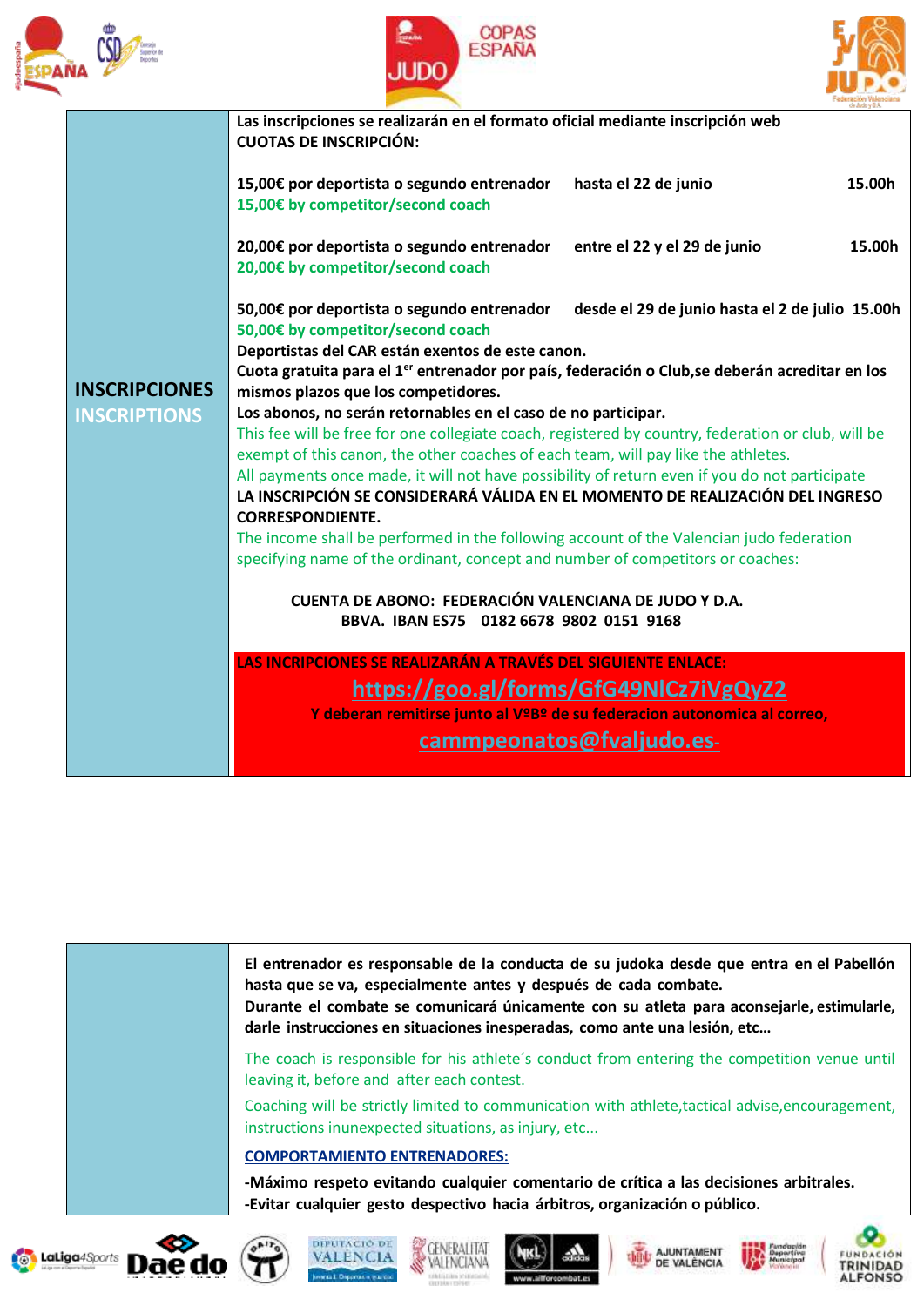| INSCRIPCIONES<br>INSCRIPTIONS | Las inscripciones se realizarán en el formato oficial mediante inscripción web<br>**CUOTAS DE INSCRIPCIÓN:**<br><br>15,00€ por deportista o segundo entrenador    hasta el 22 de junio    15.00h<br>15,00€ by competitor/second coach<br><br>20,00€ por deportista o segundo entrenador    entre el 22 y el 29 de junio    15.00h<br>20,00€ by competitor/second coach<br><br>50,00€ por deportista o segundo entrenador    desde el 29 de junio hasta el 2 de julio 15.00h<br>50,00€ by competitor/second coach<br>Deportistas del CAR están exentos de este canon.<br>Cuota gratuita para el 1[er] entrenador por país, federación o Club,se deberán acreditar en los mismos plazos que los competidores.<br>Los abonos, no serán retornables en el caso de no participar.<br>This fee will be free for one collegiate coach, registered by country, federation or club, will be exempt of this canon, the other coaches of each team, will pay like the athletes.<br>All payments once made, it will not have possibility of return even if you do not participate<br>**LA INSCRIPCIÓN SE CONSIDERARÁ VÁLIDA EN EL MOMENTO DE REALIZACIÓN DEL INGRESO CORRESPONDIENTE.**<br>The income shall be performed in the following account of the Valencian judo federation specifying name of the ordinant, concept and number of competitors or coaches:<br><br>**CUENTA DE ABONO: FEDERACIÓN VALENCIANA DE JUDO Y D.A.**<br>**BBVA. IBAN ES75 0182 6678 9802 0151 9168**<br><br>**LAS INCRIPCIONES SE REALIZARÁN A TRAVÉS DEL SIGUIENTE ENLACE:**<br>**https://goo.gl/forms/GfG49NlCz7iVgQyZ2**<br>**Y deberan remitirse junto al VºBº de su federacion autonomica al correo,**<br>**cammpeonatos@fvaljudo.es-** |
|---|---|

| | |
|---|---|
| | **El entrenador es responsable de la conducta de su judoka desde que entra en el Pabellón hasta que se va, especialmente antes y después de cada combate.**<br>**Durante el combate se comunicará únicamente con su atleta para aconsejarle, estimularle, darle instrucciones en situaciones inesperadas, como ante una lesión, etc…**<br><br>The coach is responsible for his athlete´s conduct from entering the competition venue until leaving it, before and after each contest.<br>Coaching will be strictly limited to communication with athlete,tactical advise,encouragement, instructions inunexpected situations, as injury, etc...<br><br>**COMPORTAMIENTO ENTRENADORES:**<br><br>**-Máximo respeto evitando cualquier comentario de crítica a las decisiones arbitrales.**<br>**-Evitar cualquier gesto despectivo hacia árbitros, organización o público.** |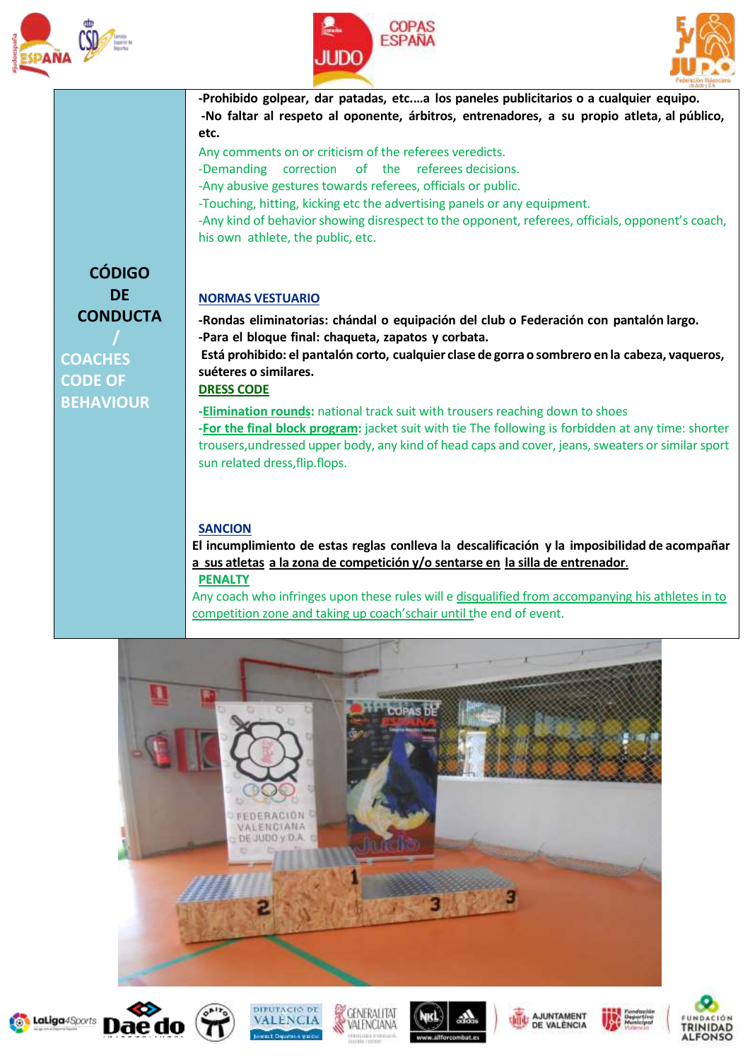| CÓDIGO DE CONDUCTA / COACHES CODE OF BEHAVIOUR | **-Prohibido golpear, dar patadas, etc....a los paneles publicitarios o a cualquier equipo.**<br>**-No faltar al respeto al oponente, árbitros, entrenadores, a su propio atleta, al público, etc.**<br>Any comments on or criticism of the referees veredicts.<br>-Demanding correction of the referees decisions.<br>-Any abusive gestures towards referees, officials or public.<br>-Touching, hitting, kicking etc the advertising panels or any equipment.<br>-Any kind of behavior showing disrespect to the opponent, referees, officials, opponent's coach, his own athlete, the public, etc.<br><br>**NORMAS VESTUARIO**<br>**-Rondas eliminatorias: chándal o equipación del club o Federación con pantalón largo.**<br>**-Para el bloque final: chaqueta, zapatos y corbata.**<br>**Está prohibido: el pantalón corto, cualquier clase de gorra o sombrero en la cabeza, vaqueros, suéteres o similares.**<br>**DRESS CODE**<br>-**Elimination rounds:** national track suit with trousers reaching down to shoes<br>-**For the final block program:** jacket suit with tie The following is forbidden at any time: shorter trousers,undressed upper body, any kind of head caps and cover, jeans, sweaters or similar sport sun related dress,flip.flops.<br><br>**SANCION**<br>**El incumplimiento de estas reglas conlleva la descalificación y la imposibilidad de acompañar a sus atletas a la zona de competición y/o sentarse en la silla de entrenador.**<br>**PENALTY**<br>Any coach who infringes upon these rules will e disqualified from accompanying his athletes in to competition zone and taking up coach'schair until the end of event. |
|---|---|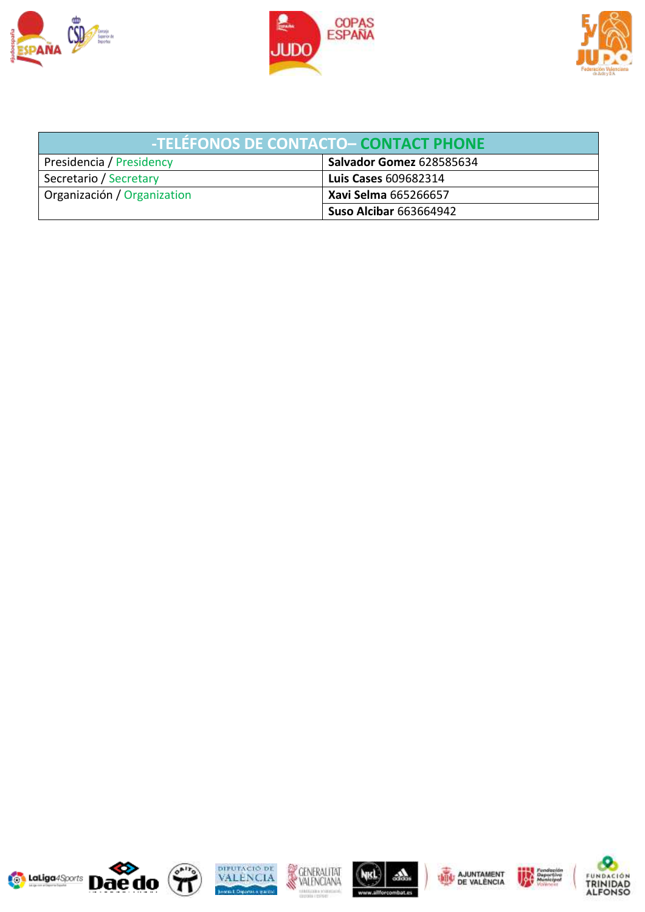| -TELÉFONOS DE CONTACTO– CONTACT PHONE | |
|---|---|
| Presidencia / Presidency | **Salvador Gomez** 628585634 |
| Secretario / Secretary | **Luis Cases** 609682314 |
| Organización / Organization | **Xavi Selma** 665266657 |
| | **Suso Alcibar** 663664942 |